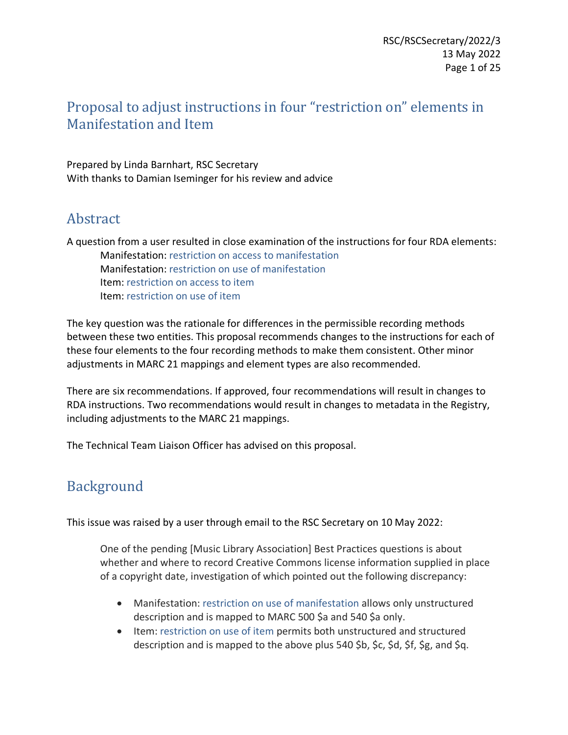# Proposal to adjust instructions in four "restriction on" elements in Manifestation and Item

Prepared by Linda Barnhart, RSC Secretary
With thanks to Damian Iseminger for his review and advice

## Abstract

A question from a user resulted in close examination of the instructions for four RDA elements:

Manifestation: restriction on access to manifestation
Manifestation: restriction on use of manifestation
Item: restriction on access to item
Item: restriction on use of item

The key question was the rationale for differences in the permissible recording methods between these two entities. This proposal recommends changes to the instructions for each of these four elements to the four recording methods to make them consistent. Other minor adjustments in MARC 21 mappings and element types are also recommended.

There are six recommendations. If approved, four recommendations will result in changes to RDA instructions. Two recommendations would result in changes to metadata in the Registry, including adjustments to the MARC 21 mappings.

The Technical Team Liaison Officer has advised on this proposal.

## Background

This issue was raised by a user through email to the RSC Secretary on 10 May 2022:

> One of the pending [Music Library Association] Best Practices questions is about whether and where to record Creative Commons license information supplied in place of a copyright date, investigation of which pointed out the following discrepancy:
>
> - Manifestation: restriction on use of manifestation allows only unstructured description and is mapped to MARC 500 $a and 540 $a only.
> - Item: restriction on use of item permits both unstructured and structured description and is mapped to the above plus 540 $b, $c, $d, $f, $g, and $q.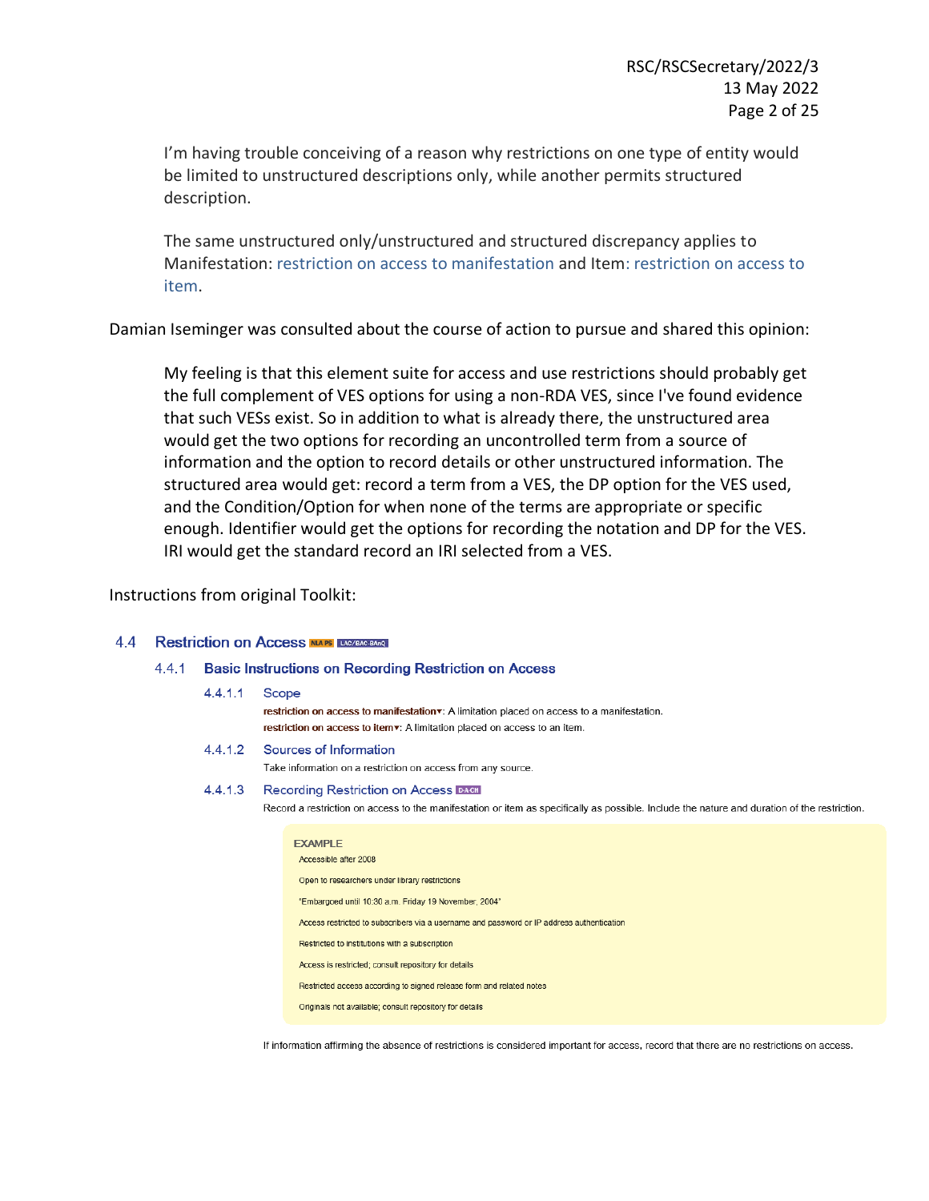> I'm having trouble conceiving of a reason why restrictions on one type of entity would be limited to unstructured descriptions only, while another permits structured description.
>
> The same unstructured only/unstructured and structured discrepancy applies to Manifestation: restriction on access to manifestation and Item: restriction on access to item.

Damian Iseminger was consulted about the course of action to pursue and shared this opinion:

> My feeling is that this element suite for access and use restrictions should probably get the full complement of VES options for using a non-RDA VES, since I've found evidence that such VESs exist. So in addition to what is already there, the unstructured area would get the two options for recording an uncontrolled term from a source of information and the option to record details or other unstructured information. The structured area would get: record a term from a VES, the DP option for the VES used, and the Condition/Option for when none of the terms are appropriate or specific enough. Identifier would get the options for recording the notation and DP for the VES. IRI would get the standard record an IRI selected from a VES.

Instructions from original Toolkit:

## 4.4 Restriction on Access NLA PS LAC/BAC-BAnQ

### 4.4.1 Basic Instructions on Recording Restriction on Access

#### 4.4.1.1 Scope

**restriction on access to manifestation▾**: A limitation placed on access to a manifestation.

**restriction on access to item▾**: A limitation placed on access to an item.

#### 4.4.1.2 Sources of Information

Take information on a restriction on access from any source.

#### 4.4.1.3 Recording Restriction on Access D-A-CH

Record a restriction on access to the manifestation or item as specifically as possible. Include the nature and duration of the restriction.

> **EXAMPLE**
>
> Accessible after 2008
>
> Open to researchers under library restrictions
>
> "Embargoed until 10:30 a.m. Friday 19 November, 2004"
>
> Access restricted to subscribers via a username and password or IP address authentication
>
> Restricted to institutions with a subscription
>
> Access is restricted; consult repository for details
>
> Restricted access according to signed release form and related notes
>
> Originals not available; consult repository for details

If information affirming the absence of restrictions is considered important for access, record that there are no restrictions on access.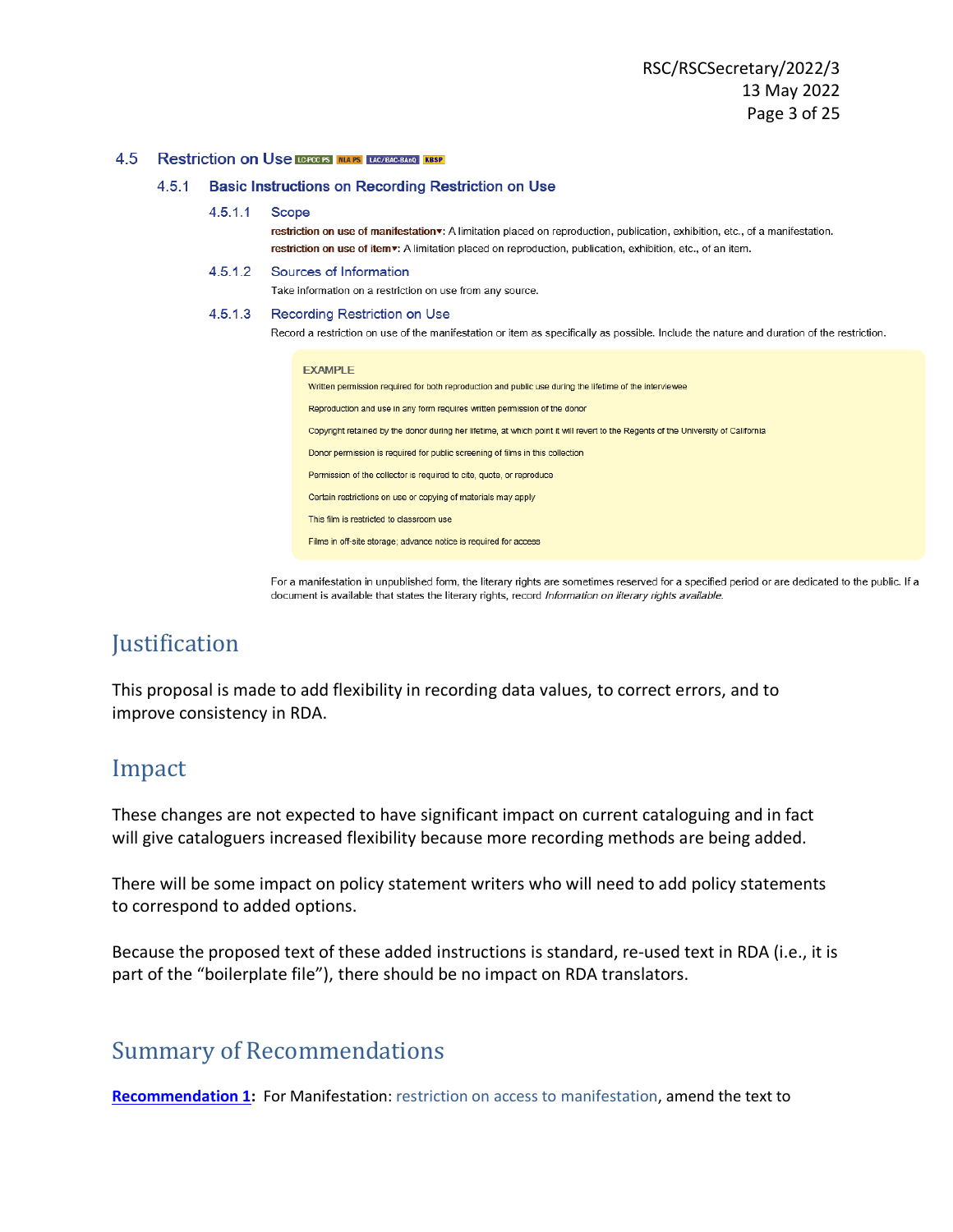### 4.5 Restriction on Use LC-PCC PS NLA PS LAC/BAC-BAnQ KBSP

#### 4.5.1 Basic Instructions on Recording Restriction on Use

##### 4.5.1.1 Scope

**restriction on use of manifestation**▾: A limitation placed on reproduction, publication, exhibition, etc., of a manifestation.

**restriction on use of item**▾: A limitation placed on reproduction, publication, exhibition, etc., of an item.

##### 4.5.1.2 Sources of Information

Take information on a restriction on use from any source.

##### 4.5.1.3 Recording Restriction on Use

Record a restriction on use of the manifestation or item as specifically as possible. Include the nature and duration of the restriction.

> EXAMPLE
>
> Written permission required for both reproduction and public use during the lifetime of the interviewee
>
> Reproduction and use in any form requires written permission of the donor
>
> Copyright retained by the donor during her lifetime, at which point it will revert to the Regents of the University of California
>
> Donor permission is required for public screening of films in this collection
>
> Permission of the collector is required to cite, quote, or reproduce
>
> Certain restrictions on use or copying of materials may apply
>
> This film is restricted to classroom use
>
> Films in off-site storage; advance notice is required for access

For a manifestation in unpublished form, the literary rights are sometimes reserved for a specified period or are dedicated to the public. If a document is available that states the literary rights, record *Information on literary rights available.*

## Justification

This proposal is made to add flexibility in recording data values, to correct errors, and to improve consistency in RDA.

## Impact

These changes are not expected to have significant impact on current cataloguing and in fact will give cataloguers increased flexibility because more recording methods are being added.

There will be some impact on policy statement writers who will need to add policy statements to correspond to added options.

Because the proposed text of these added instructions is standard, re-used text in RDA (i.e., it is part of the "boilerplate file"), there should be no impact on RDA translators.

## Summary of Recommendations

**Recommendation 1:** For Manifestation: restriction on access to manifestation, amend the text to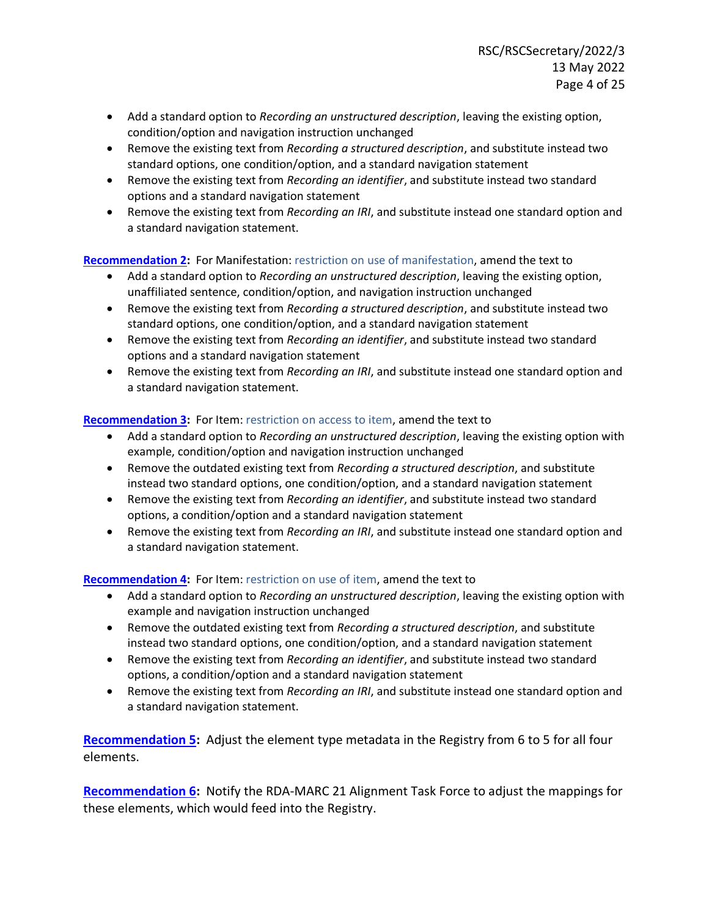- Add a standard option to *Recording an unstructured description*, leaving the existing option, condition/option and navigation instruction unchanged
- Remove the existing text from *Recording a structured description*, and substitute instead two standard options, one condition/option, and a standard navigation statement
- Remove the existing text from *Recording an identifier*, and substitute instead two standard options and a standard navigation statement
- Remove the existing text from *Recording an IRI*, and substitute instead one standard option and a standard navigation statement.

**Recommendation 2:** For Manifestation: restriction on use of manifestation, amend the text to

- Add a standard option to *Recording an unstructured description*, leaving the existing option, unaffiliated sentence, condition/option, and navigation instruction unchanged
- Remove the existing text from *Recording a structured description*, and substitute instead two standard options, one condition/option, and a standard navigation statement
- Remove the existing text from *Recording an identifier*, and substitute instead two standard options and a standard navigation statement
- Remove the existing text from *Recording an IRI*, and substitute instead one standard option and a standard navigation statement.

**Recommendation 3:** For Item: restriction on access to item, amend the text to

- Add a standard option to *Recording an unstructured description*, leaving the existing option with example, condition/option and navigation instruction unchanged
- Remove the outdated existing text from *Recording a structured description*, and substitute instead two standard options, one condition/option, and a standard navigation statement
- Remove the existing text from *Recording an identifier*, and substitute instead two standard options, a condition/option and a standard navigation statement
- Remove the existing text from *Recording an IRI*, and substitute instead one standard option and a standard navigation statement.

**Recommendation 4:** For Item: restriction on use of item, amend the text to

- Add a standard option to *Recording an unstructured description*, leaving the existing option with example and navigation instruction unchanged
- Remove the outdated existing text from *Recording a structured description*, and substitute instead two standard options, one condition/option, and a standard navigation statement
- Remove the existing text from *Recording an identifier*, and substitute instead two standard options, a condition/option and a standard navigation statement
- Remove the existing text from *Recording an IRI*, and substitute instead one standard option and a standard navigation statement.

**Recommendation 5:** Adjust the element type metadata in the Registry from 6 to 5 for all four elements.

**Recommendation 6:** Notify the RDA-MARC 21 Alignment Task Force to adjust the mappings for these elements, which would feed into the Registry.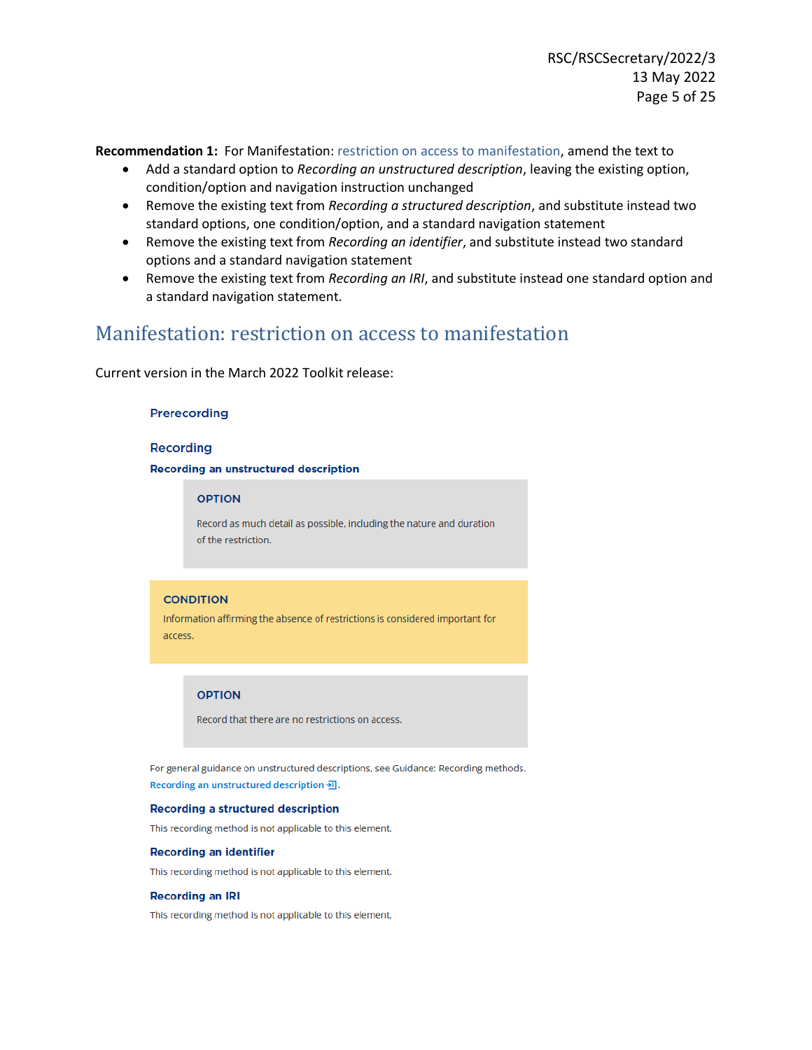**Recommendation 1:** For Manifestation: restriction on access to manifestation, amend the text to

- Add a standard option to *Recording an unstructured description*, leaving the existing option, condition/option and navigation instruction unchanged
- Remove the existing text from *Recording a structured description*, and substitute instead two standard options, one condition/option, and a standard navigation statement
- Remove the existing text from *Recording an identifier*, and substitute instead two standard options and a standard navigation statement
- Remove the existing text from *Recording an IRI*, and substitute instead one standard option and a standard navigation statement.

## Manifestation: restriction on access to manifestation

Current version in the March 2022 Toolkit release:

### Prerecording

### Recording

#### Recording an unstructured description

> **OPTION**
>
> Record as much detail as possible, including the nature and duration of the restriction.

**CONDITION**

Information affirming the absence of restrictions is considered important for access.

> **OPTION**
>
> Record that there are no restrictions on access.

For general guidance on unstructured descriptions, see Guidance: Recording methods. Recording an unstructured description.

#### Recording a structured description

This recording method is not applicable to this element.

#### Recording an identifier

This recording method is not applicable to this element.

#### Recording an IRI

This recording method is not applicable to this element.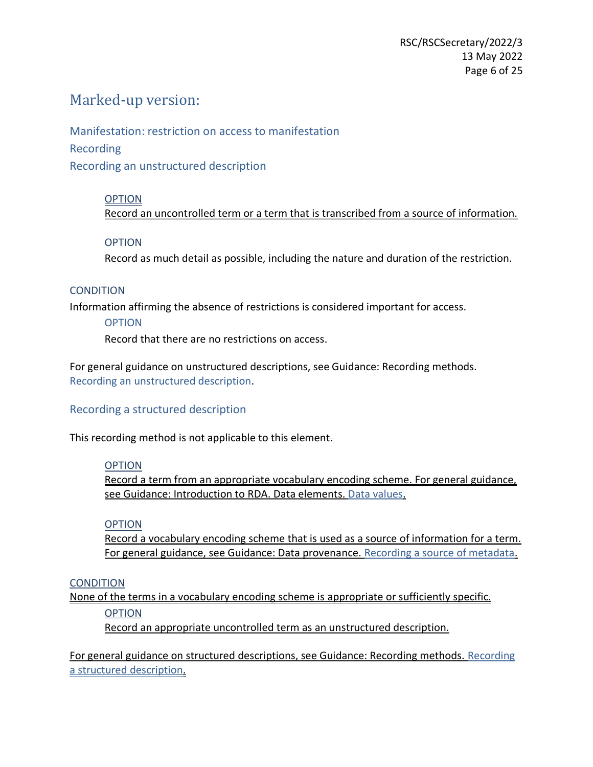## Marked-up version:

### Manifestation: restriction on access to manifestation

### Recording

### Recording an unstructured description

> OPTION
>
> Record an uncontrolled term or a term that is transcribed from a source of information.

> OPTION
>
> Record as much detail as possible, including the nature and duration of the restriction.

CONDITION

Information affirming the absence of restrictions is considered important for access.

> OPTION
>
> Record that there are no restrictions on access.

For general guidance on unstructured descriptions, see Guidance: Recording methods. Recording an unstructured description.

### Recording a structured description

~~This recording method is not applicable to this element.~~

> OPTION
>
> Record a term from an appropriate vocabulary encoding scheme. For general guidance, see Guidance: Introduction to RDA. Data elements. Data values.

> OPTION
>
> Record a vocabulary encoding scheme that is used as a source of information for a term. For general guidance, see Guidance: Data provenance. Recording a source of metadata.

CONDITION

None of the terms in a vocabulary encoding scheme is appropriate or sufficiently specific.

> OPTION
>
> Record an appropriate uncontrolled term as an unstructured description.

For general guidance on structured descriptions, see Guidance: Recording methods. Recording a structured description.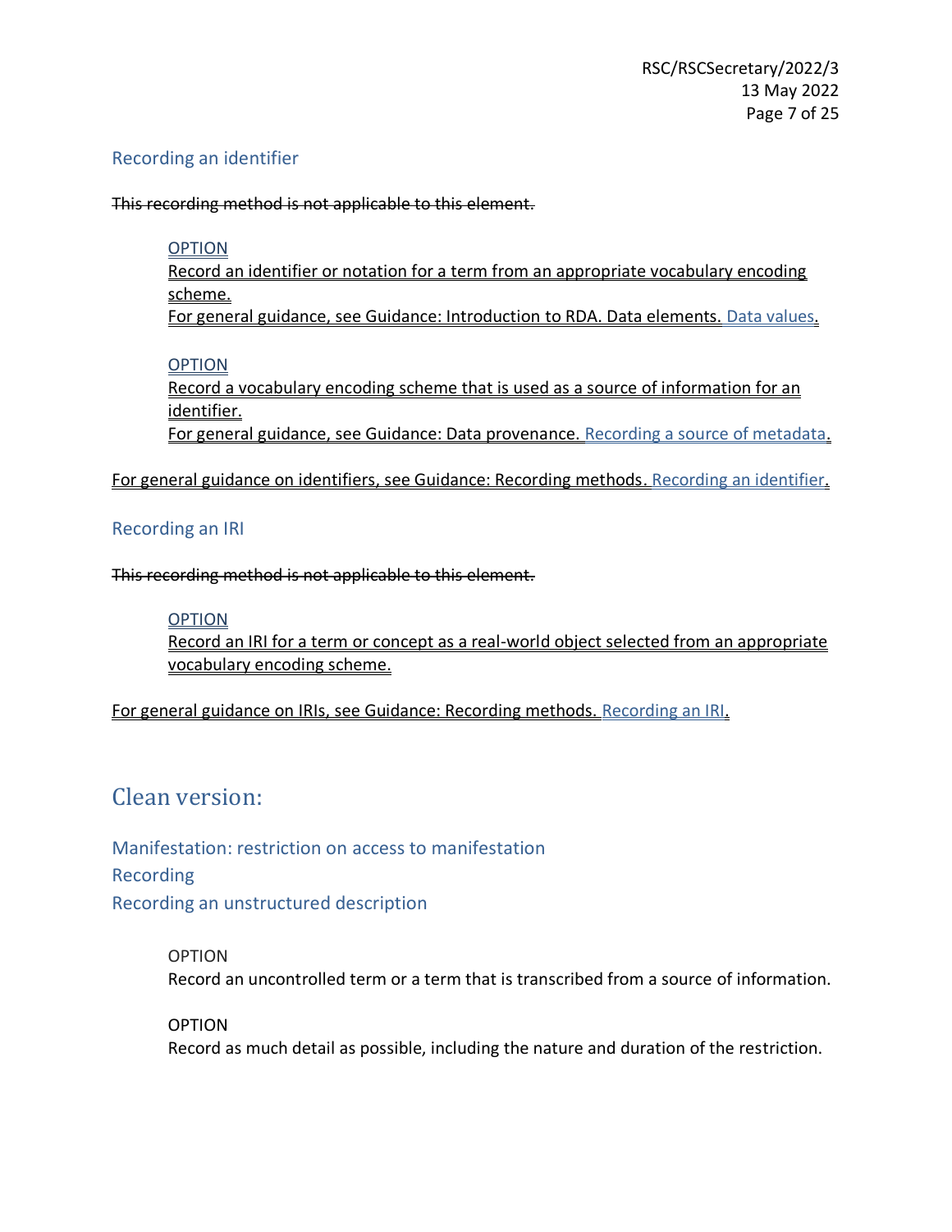### Recording an identifier

~~This recording method is not applicable to this element.~~

> OPTION
> Record an identifier or notation for a term from an appropriate vocabulary encoding scheme.
> For general guidance, see Guidance: Introduction to RDA. Data elements. Data values.
>
> OPTION
> Record a vocabulary encoding scheme that is used as a source of information for an identifier.
> For general guidance, see Guidance: Data provenance. Recording a source of metadata.

For general guidance on identifiers, see Guidance: Recording methods. Recording an identifier.

### Recording an IRI

~~This recording method is not applicable to this element.~~

> OPTION
> Record an IRI for a term or concept as a real-world object selected from an appropriate vocabulary encoding scheme.

For general guidance on IRIs, see Guidance: Recording methods. Recording an IRI.

## Clean version:

### Manifestation: restriction on access to manifestation

### Recording

### Recording an unstructured description

> OPTION
> Record an uncontrolled term or a term that is transcribed from a source of information.
>
> OPTION
> Record as much detail as possible, including the nature and duration of the restriction.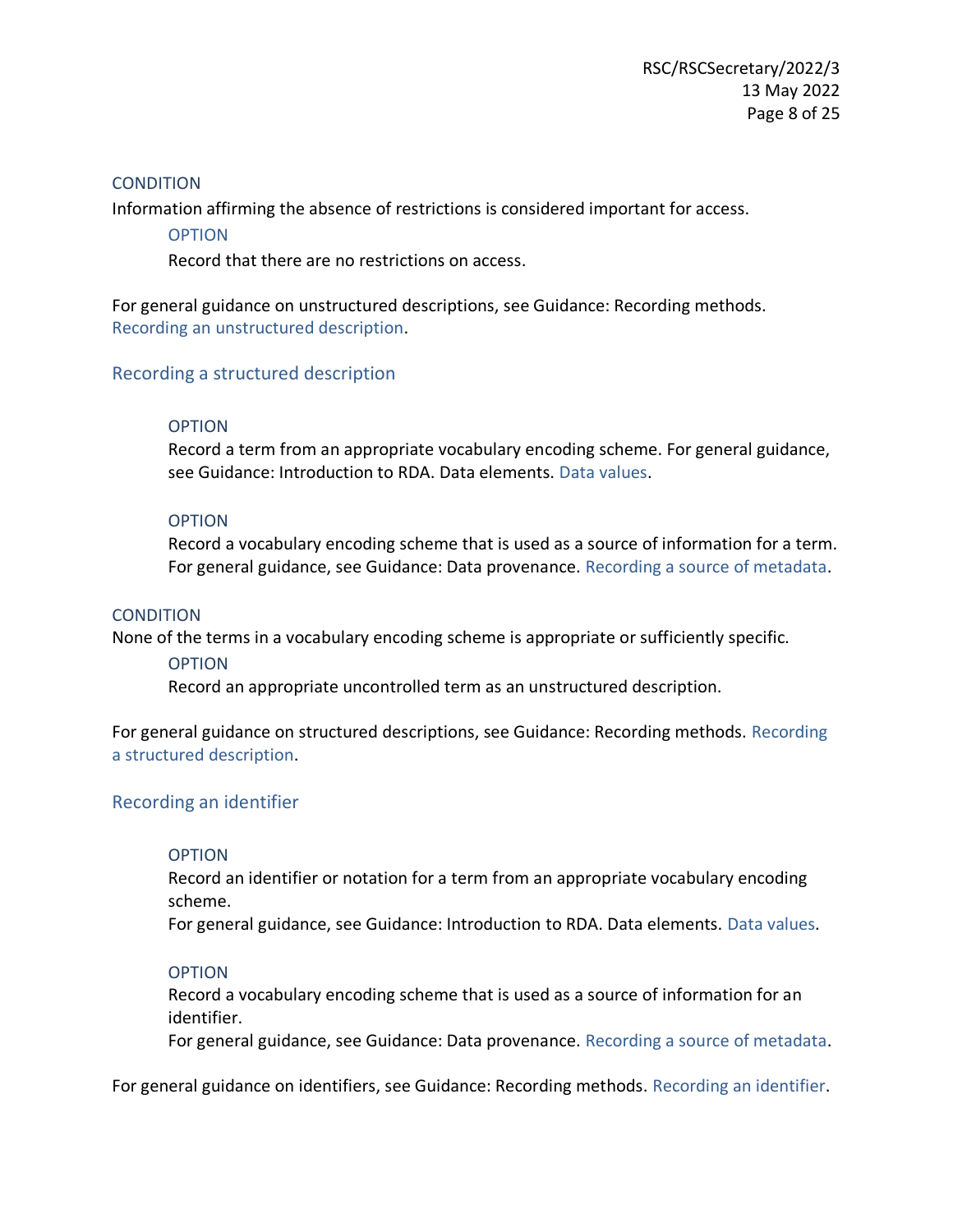CONDITION

Information affirming the absence of restrictions is considered important for access.

> OPTION
>
> Record that there are no restrictions on access.

For general guidance on unstructured descriptions, see Guidance: Recording methods. Recording an unstructured description.

## Recording a structured description

> OPTION
>
> Record a term from an appropriate vocabulary encoding scheme. For general guidance, see Guidance: Introduction to RDA. Data elements. Data values.
>
> OPTION
>
> Record a vocabulary encoding scheme that is used as a source of information for a term. For general guidance, see Guidance: Data provenance. Recording a source of metadata.

CONDITION

None of the terms in a vocabulary encoding scheme is appropriate or sufficiently specific.

> OPTION
>
> Record an appropriate uncontrolled term as an unstructured description.

For general guidance on structured descriptions, see Guidance: Recording methods. Recording a structured description.

## Recording an identifier

> OPTION
>
> Record an identifier or notation for a term from an appropriate vocabulary encoding scheme.
>
> For general guidance, see Guidance: Introduction to RDA. Data elements. Data values.
>
> OPTION
>
> Record a vocabulary encoding scheme that is used as a source of information for an identifier.
>
> For general guidance, see Guidance: Data provenance. Recording a source of metadata.

For general guidance on identifiers, see Guidance: Recording methods. Recording an identifier.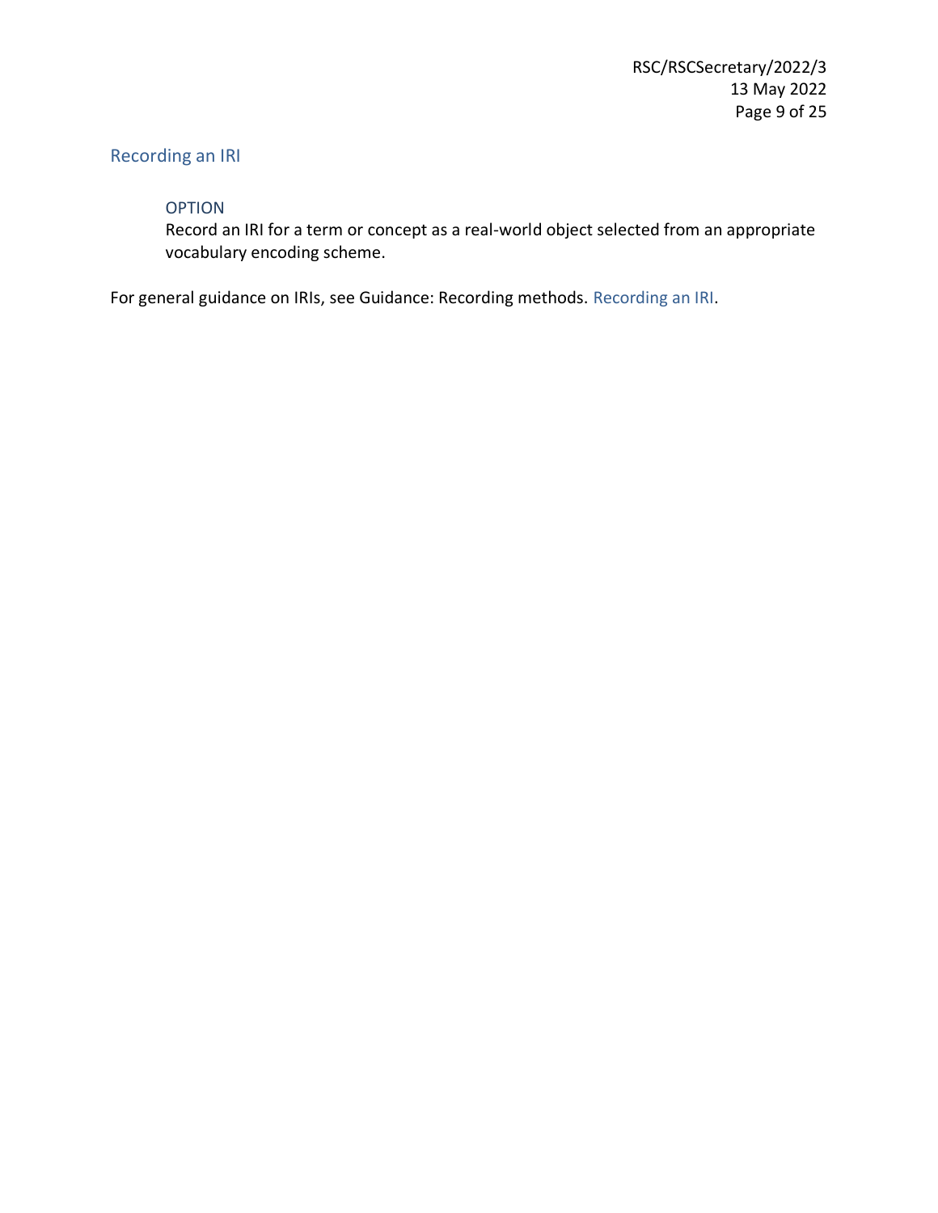## Recording an IRI

> OPTION
>
> Record an IRI for a term or concept as a real-world object selected from an appropriate vocabulary encoding scheme.

For general guidance on IRIs, see Guidance: Recording methods. Recording an IRI.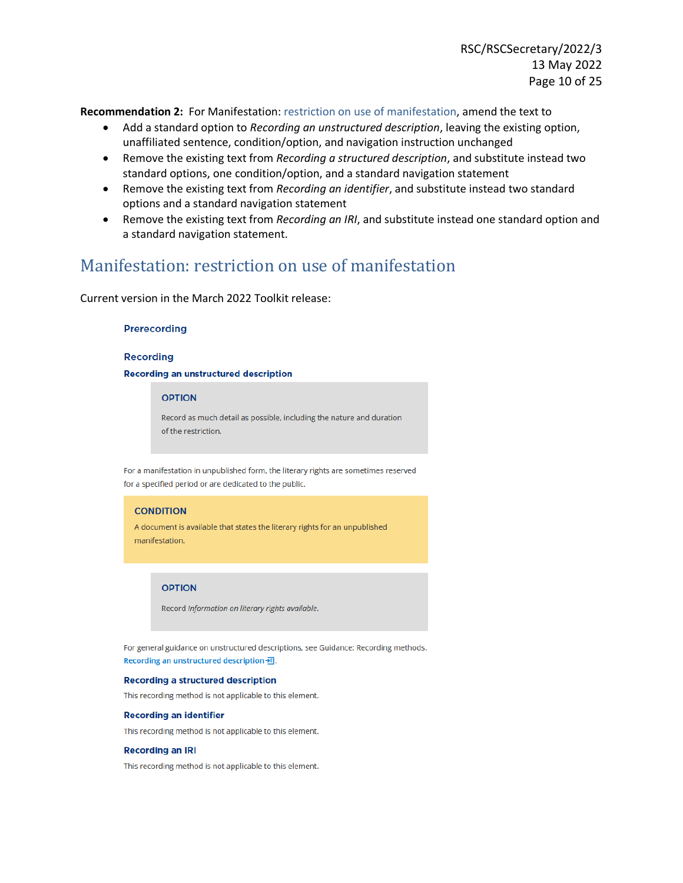**Recommendation 2:** For Manifestation: restriction on use of manifestation, amend the text to

- Add a standard option to *Recording an unstructured description*, leaving the existing option, unaffiliated sentence, condition/option, and navigation instruction unchanged
- Remove the existing text from *Recording a structured description*, and substitute instead two standard options, one condition/option, and a standard navigation statement
- Remove the existing text from *Recording an identifier*, and substitute instead two standard options and a standard navigation statement
- Remove the existing text from *Recording an IRI*, and substitute instead one standard option and a standard navigation statement.

## Manifestation: restriction on use of manifestation

Current version in the March 2022 Toolkit release:

### Prerecording

### Recording

#### Recording an unstructured description

> **OPTION**
>
> Record as much detail as possible, including the nature and duration of the restriction.

For a manifestation in unpublished form, the literary rights are sometimes reserved for a specified period or are dedicated to the public.

> **CONDITION**
>
> A document is available that states the literary rights for an unpublished manifestation.

> **OPTION**
>
> Record *Information on literary rights available*.

For general guidance on unstructured descriptions, see Guidance: Recording methods. Recording an unstructured description.

#### Recording a structured description

This recording method is not applicable to this element.

#### Recording an identifier

This recording method is not applicable to this element.

#### Recording an IRI

This recording method is not applicable to this element.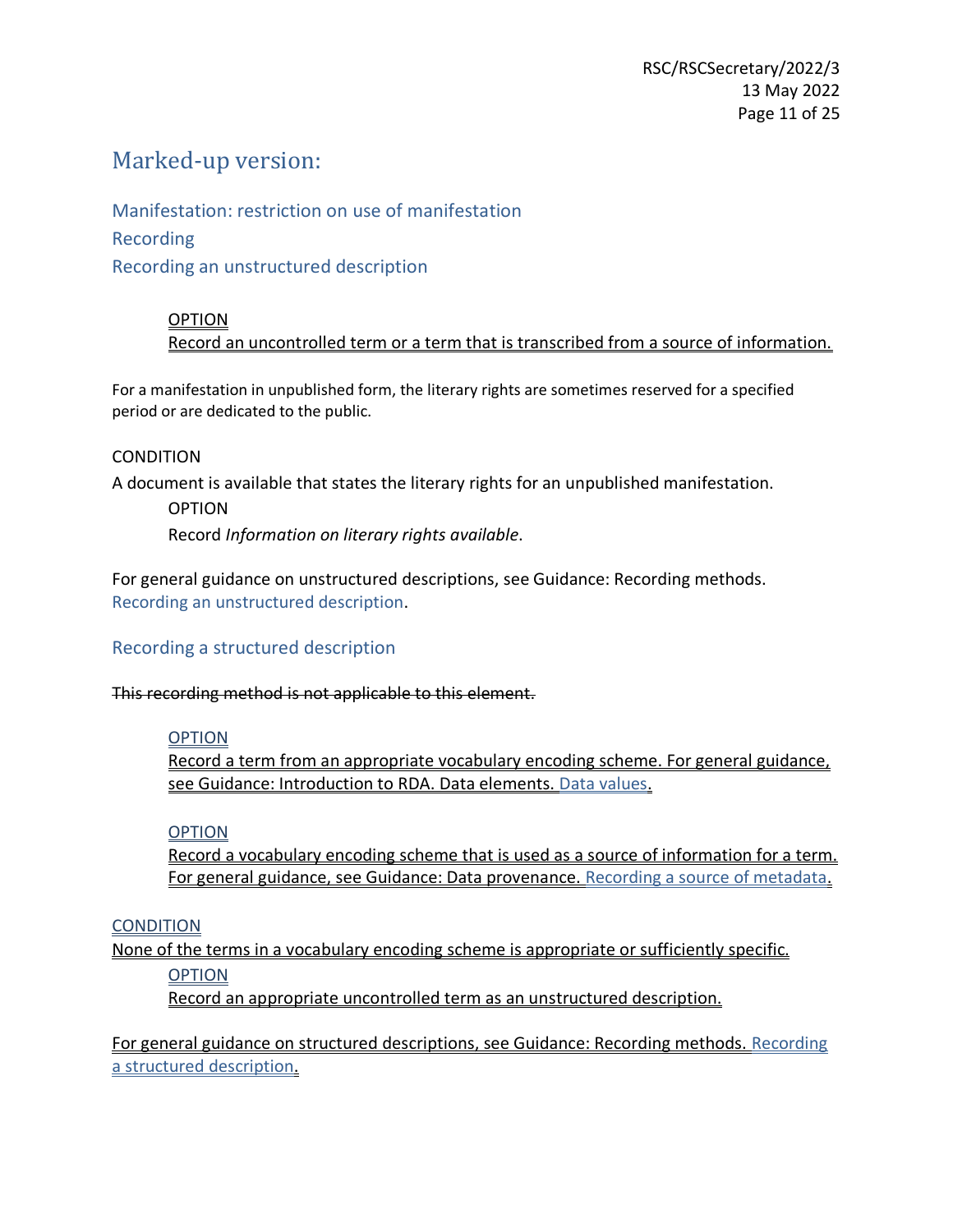## Marked-up version:

### Manifestation: restriction on use of manifestation

### Recording

### Recording an unstructured description

> <u>OPTION</u>
> <u>Record an uncontrolled term or a term that is transcribed from a source of information.</u>

For a manifestation in unpublished form, the literary rights are sometimes reserved for a specified period or are dedicated to the public.

CONDITION

A document is available that states the literary rights for an unpublished manifestation.

> OPTION
>
> Record *Information on literary rights available*.

For general guidance on unstructured descriptions, see Guidance: Recording methods. Recording an unstructured description.

### Recording a structured description

~~This recording method is not applicable to this element.~~

> <u>OPTION</u>
> <u>Record a term from an appropriate vocabulary encoding scheme. For general guidance, see Guidance: Introduction to RDA. Data elements. Data values.</u>

> <u>OPTION</u>
> <u>Record a vocabulary encoding scheme that is used as a source of information for a term. For general guidance, see Guidance: Data provenance. Recording a source of metadata.</u>

<u>CONDITION</u>

<u>None of the terms in a vocabulary encoding scheme is appropriate or sufficiently specific.</u>

> <u>OPTION</u>
> <u>Record an appropriate uncontrolled term as an unstructured description.</u>

<u>For general guidance on structured descriptions, see Guidance: Recording methods. Recording a structured description.</u>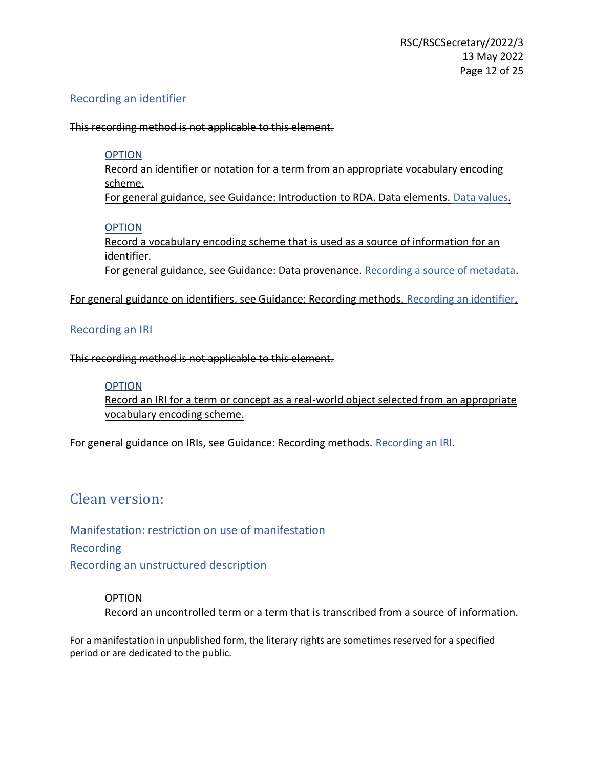### Recording an identifier

~~This recording method is not applicable to this element.~~

> OPTION
> Record an identifier or notation for a term from an appropriate vocabulary encoding scheme.
> For general guidance, see Guidance: Introduction to RDA. Data elements. Data values.
>
> OPTION
> Record a vocabulary encoding scheme that is used as a source of information for an identifier.
> For general guidance, see Guidance: Data provenance. Recording a source of metadata.

For general guidance on identifiers, see Guidance: Recording methods. Recording an identifier.

### Recording an IRI

~~This recording method is not applicable to this element.~~

> OPTION
> Record an IRI for a term or concept as a real-world object selected from an appropriate vocabulary encoding scheme.

For general guidance on IRIs, see Guidance: Recording methods. Recording an IRI.

## Clean version:

### Manifestation: restriction on use of manifestation

### Recording

### Recording an unstructured description

> OPTION
> Record an uncontrolled term or a term that is transcribed from a source of information.

For a manifestation in unpublished form, the literary rights are sometimes reserved for a specified period or are dedicated to the public.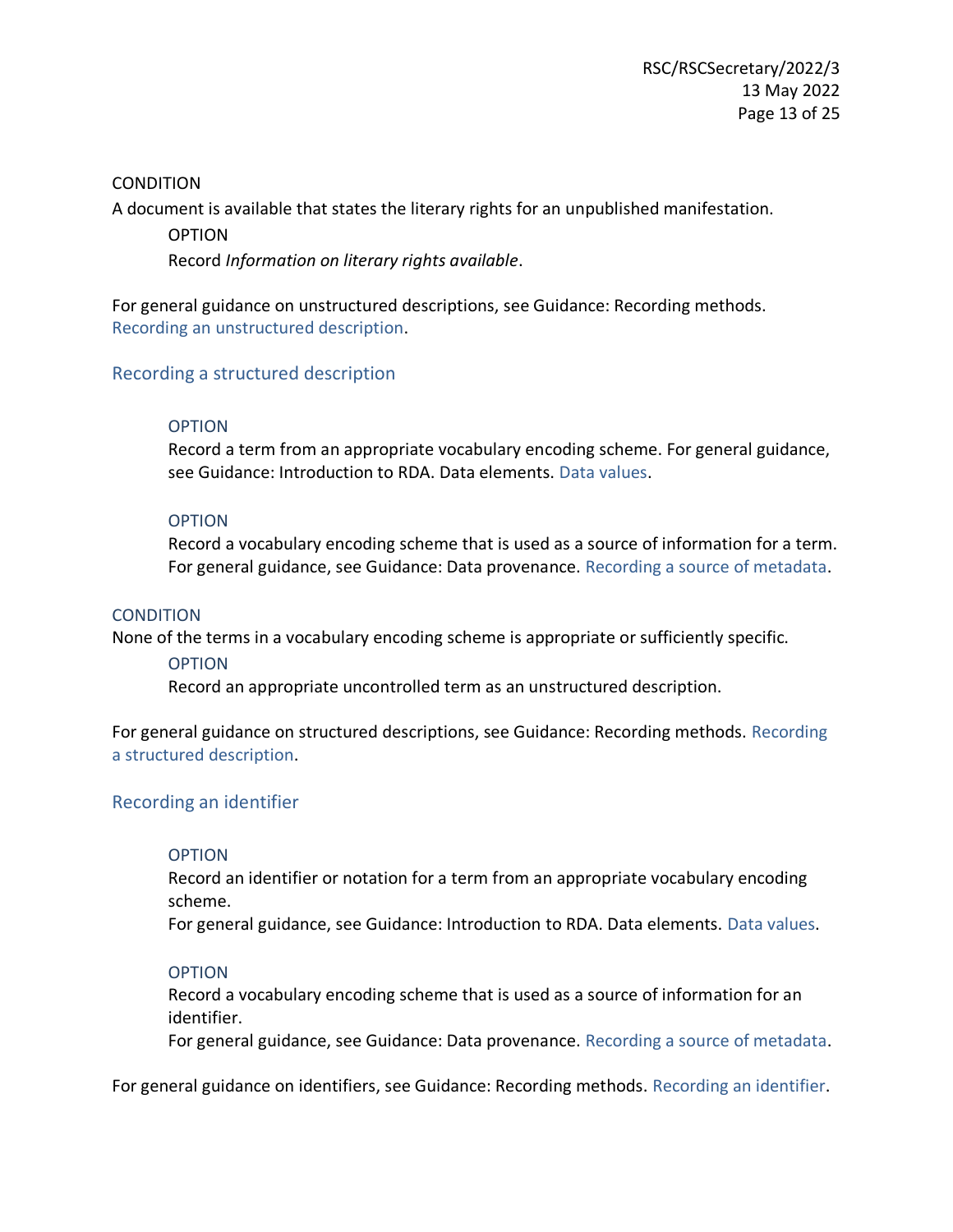CONDITION

A document is available that states the literary rights for an unpublished manifestation.

> OPTION
>
> Record *Information on literary rights available*.

For general guidance on unstructured descriptions, see Guidance: Recording methods. Recording an unstructured description.

## Recording a structured description

> OPTION
>
> Record a term from an appropriate vocabulary encoding scheme. For general guidance, see Guidance: Introduction to RDA. Data elements. Data values.

> OPTION
>
> Record a vocabulary encoding scheme that is used as a source of information for a term. For general guidance, see Guidance: Data provenance. Recording a source of metadata.

CONDITION

None of the terms in a vocabulary encoding scheme is appropriate or sufficiently specific.

> OPTION
>
> Record an appropriate uncontrolled term as an unstructured description.

For general guidance on structured descriptions, see Guidance: Recording methods. Recording a structured description.

## Recording an identifier

> OPTION
>
> Record an identifier or notation for a term from an appropriate vocabulary encoding scheme.
> For general guidance, see Guidance: Introduction to RDA. Data elements. Data values.

> OPTION
>
> Record a vocabulary encoding scheme that is used as a source of information for an identifier.
> For general guidance, see Guidance: Data provenance. Recording a source of metadata.

For general guidance on identifiers, see Guidance: Recording methods. Recording an identifier.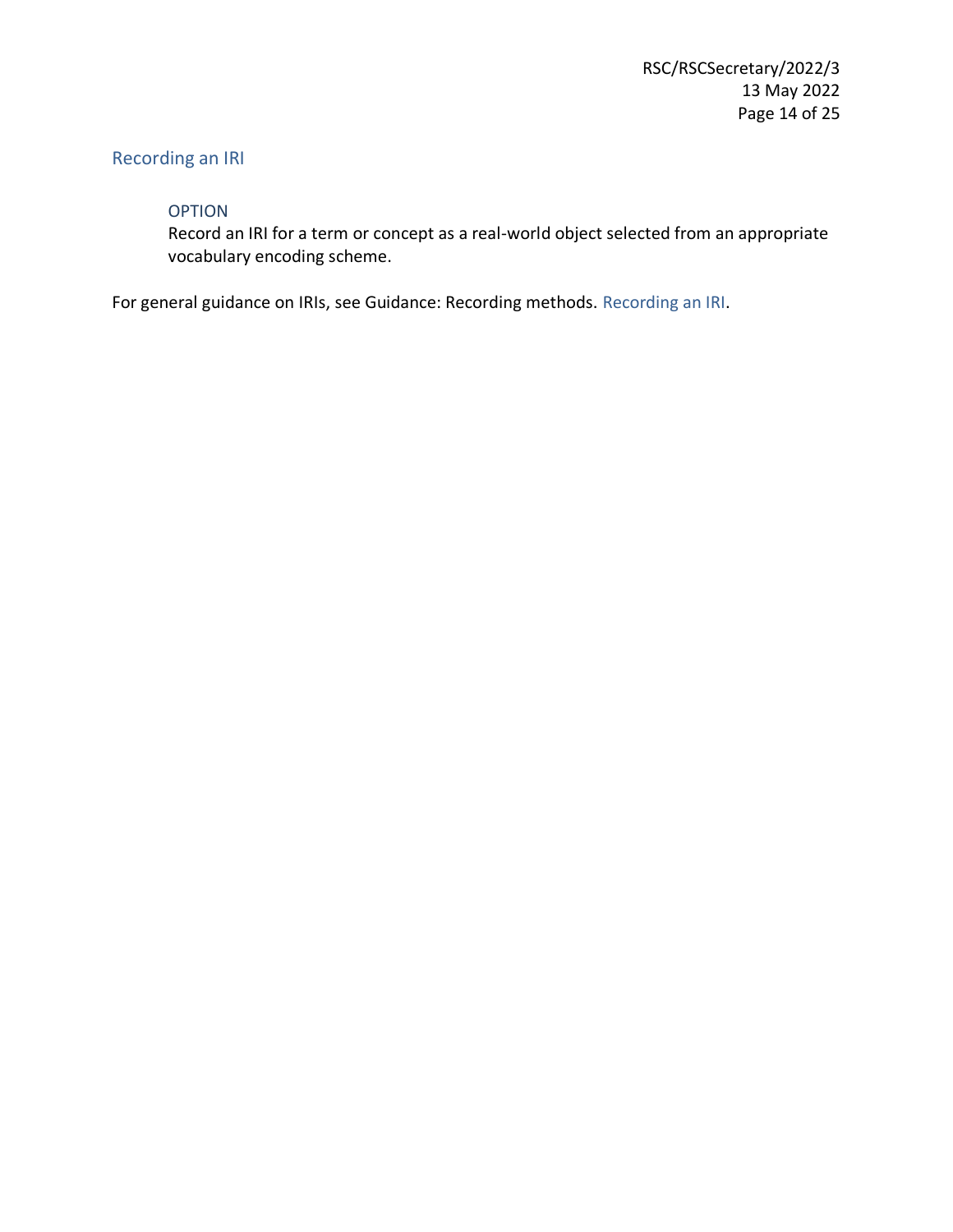## Recording an IRI

> OPTION
>
> Record an IRI for a term or concept as a real-world object selected from an appropriate vocabulary encoding scheme.

For general guidance on IRIs, see Guidance: Recording methods. Recording an IRI.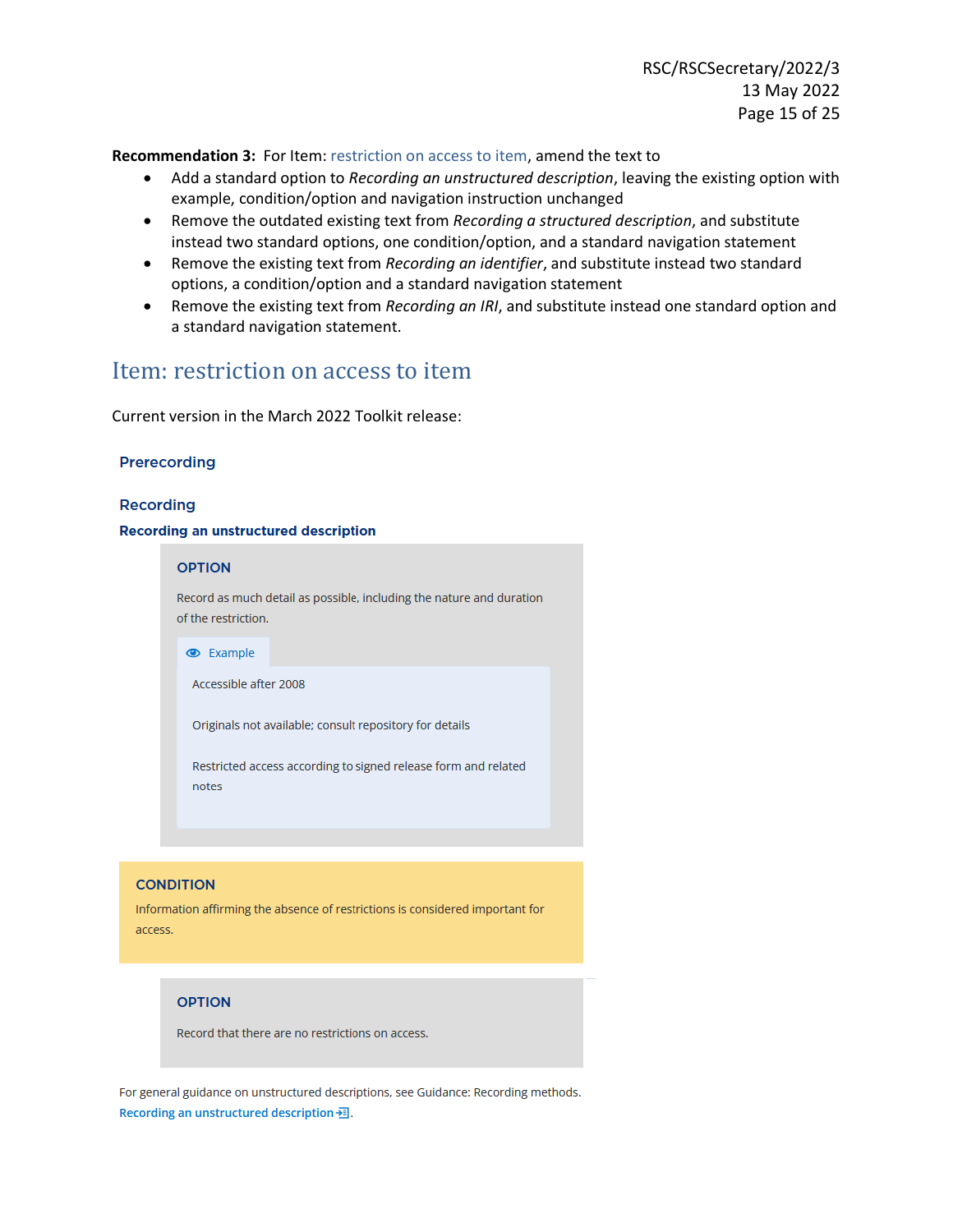**Recommendation 3:** For Item: restriction on access to item, amend the text to

- Add a standard option to *Recording an unstructured description*, leaving the existing option with example, condition/option and navigation instruction unchanged
- Remove the outdated existing text from *Recording a structured description*, and substitute instead two standard options, one condition/option, and a standard navigation statement
- Remove the existing text from *Recording an identifier*, and substitute instead two standard options, a condition/option and a standard navigation statement
- Remove the existing text from *Recording an IRI*, and substitute instead one standard option and a standard navigation statement.

# Item: restriction on access to item

Current version in the March 2022 Toolkit release:

## Prerecording

## Recording

### Recording an unstructured description

**OPTION**

Record as much detail as possible, including the nature and duration of the restriction.

Example

Accessible after 2008

Originals not available; consult repository for details

Restricted access according to signed release form and related notes

**CONDITION**

Information affirming the absence of restrictions is considered important for access.

**OPTION**

Record that there are no restrictions on access.

For general guidance on unstructured descriptions, see Guidance: Recording methods. Recording an unstructured description.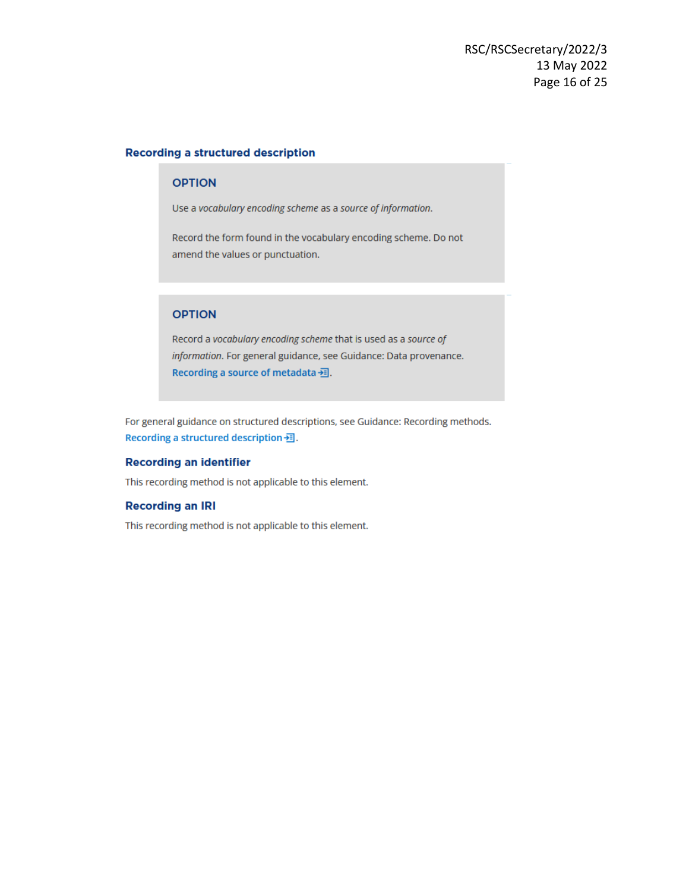### Recording a structured description

> **OPTION**
>
> Use a *vocabulary encoding scheme* as a *source of information*.
>
> Record the form found in the vocabulary encoding scheme. Do not amend the values or punctuation.

> **OPTION**
>
> Record a *vocabulary encoding scheme* that is used as a *source of information*. For general guidance, see Guidance: Data provenance. Recording a source of metadata.

For general guidance on structured descriptions, see Guidance: Recording methods. Recording a structured description.

### Recording an identifier

This recording method is not applicable to this element.

### Recording an IRI

This recording method is not applicable to this element.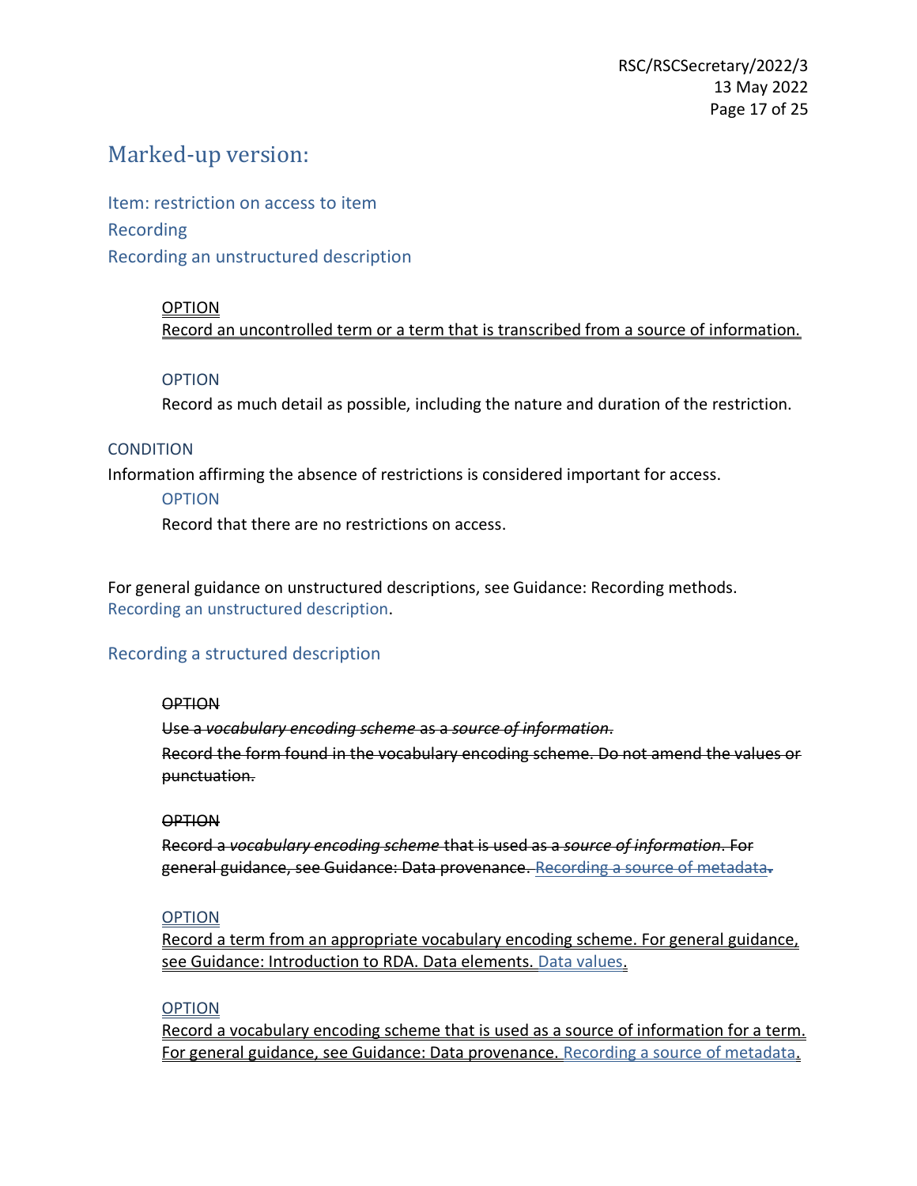## Marked-up version:

### Item: restriction on access to item

### Recording

### Recording an unstructured description

> <u>OPTION</u>
>
> <u>Record an uncontrolled term or a term that is transcribed from a source of information.</u>

> OPTION
>
> Record as much detail as possible, including the nature and duration of the restriction.

CONDITION

Information affirming the absence of restrictions is considered important for access.

> OPTION
>
> Record that there are no restrictions on access.

For general guidance on unstructured descriptions, see Guidance: Recording methods. Recording an unstructured description.

### Recording a structured description

> ~~OPTION~~
>
> ~~Use a *vocabulary encoding scheme* as a *source of information*.~~
>
> ~~Record the form found in the vocabulary encoding scheme. Do not amend the values or punctuation.~~

> ~~OPTION~~
>
> ~~Record a *vocabulary encoding scheme* that is used as a *source of information*. For general guidance, see Guidance: Data provenance. Recording a source of metadata.~~

> <u>OPTION</u>
>
> <u>Record a term from an appropriate vocabulary encoding scheme. For general guidance, see Guidance: Introduction to RDA. Data elements. Data values.</u>

> <u>OPTION</u>
>
> <u>Record a vocabulary encoding scheme that is used as a source of information for a term. For general guidance, see Guidance: Data provenance. Recording a source of metadata.</u>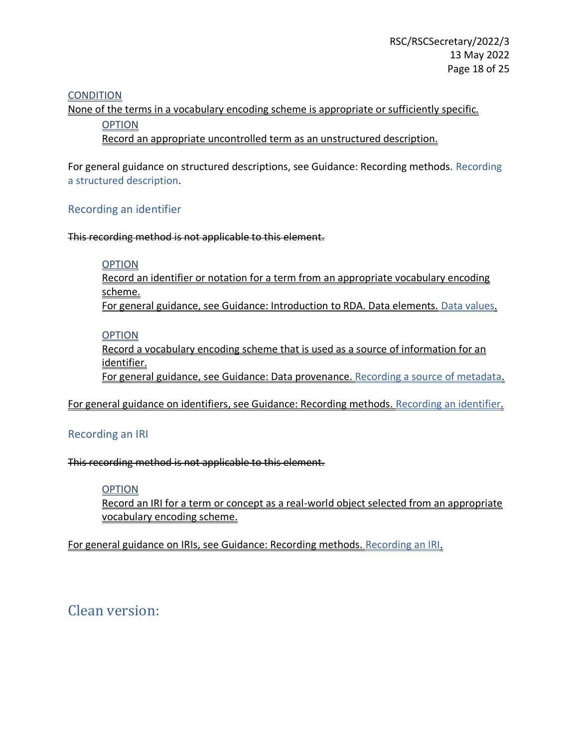CONDITION

None of the terms in a vocabulary encoding scheme is appropriate or sufficiently specific.

> OPTION
>
> Record an appropriate uncontrolled term as an unstructured description.

For general guidance on structured descriptions, see Guidance: Recording methods. Recording a structured description.

## Recording an identifier

~~This recording method is not applicable to this element.~~

> OPTION
>
> Record an identifier or notation for a term from an appropriate vocabulary encoding scheme.
>
> For general guidance, see Guidance: Introduction to RDA. Data elements. Data values.
>
> OPTION
>
> Record a vocabulary encoding scheme that is used as a source of information for an identifier.
>
> For general guidance, see Guidance: Data provenance. Recording a source of metadata.

For general guidance on identifiers, see Guidance: Recording methods. Recording an identifier.

## Recording an IRI

~~This recording method is not applicable to this element.~~

> OPTION
>
> Record an IRI for a term or concept as a real-world object selected from an appropriate vocabulary encoding scheme.

For general guidance on IRIs, see Guidance: Recording methods. Recording an IRI.

# Clean version: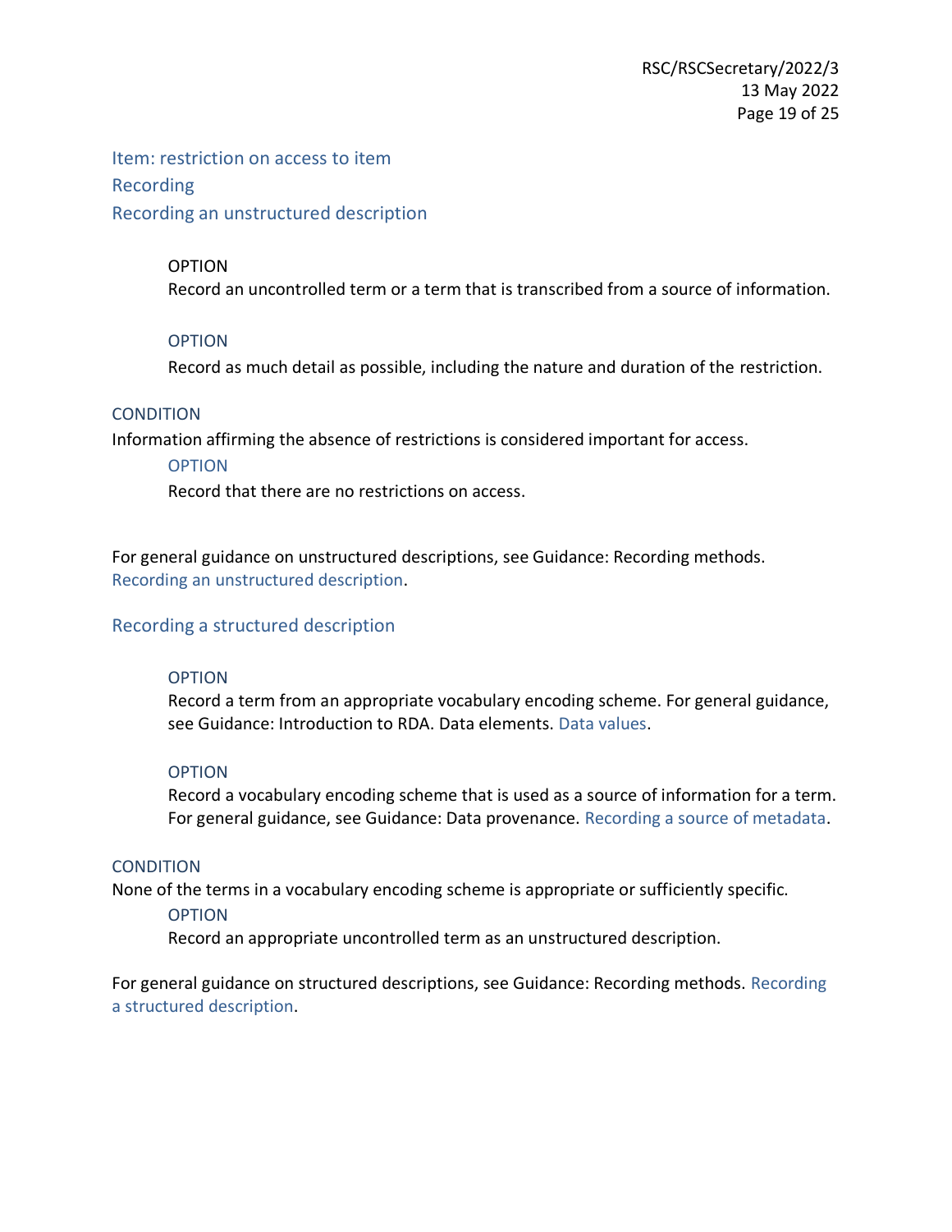### Item: restriction on access to item

#### Recording

##### Recording an unstructured description

OPTION

Record an uncontrolled term or a term that is transcribed from a source of information.

OPTION

Record as much detail as possible, including the nature and duration of the restriction.

CONDITION

Information affirming the absence of restrictions is considered important for access.

OPTION

Record that there are no restrictions on access.

For general guidance on unstructured descriptions, see Guidance: Recording methods. Recording an unstructured description.

##### Recording a structured description

OPTION

Record a term from an appropriate vocabulary encoding scheme. For general guidance, see Guidance: Introduction to RDA. Data elements. Data values.

OPTION

Record a vocabulary encoding scheme that is used as a source of information for a term. For general guidance, see Guidance: Data provenance. Recording a source of metadata.

CONDITION

None of the terms in a vocabulary encoding scheme is appropriate or sufficiently specific.

OPTION

Record an appropriate uncontrolled term as an unstructured description.

For general guidance on structured descriptions, see Guidance: Recording methods. Recording a structured description.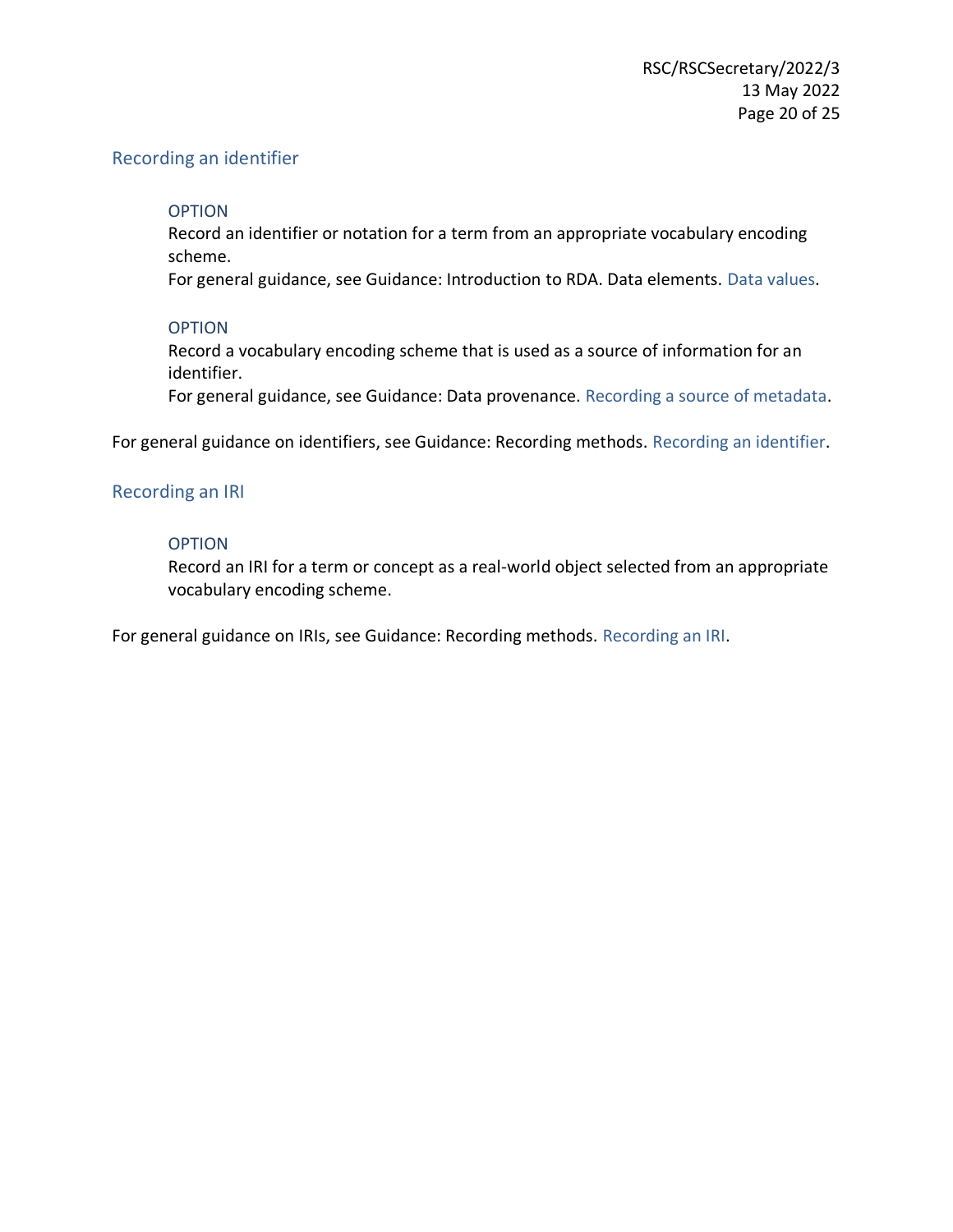### Recording an identifier

> OPTION
> Record an identifier or notation for a term from an appropriate vocabulary encoding scheme.
> For general guidance, see Guidance: Introduction to RDA. Data elements. Data values.
>
> OPTION
> Record a vocabulary encoding scheme that is used as a source of information for an identifier.
> For general guidance, see Guidance: Data provenance. Recording a source of metadata.

For general guidance on identifiers, see Guidance: Recording methods. Recording an identifier.

### Recording an IRI

> OPTION
> Record an IRI for a term or concept as a real-world object selected from an appropriate vocabulary encoding scheme.

For general guidance on IRIs, see Guidance: Recording methods. Recording an IRI.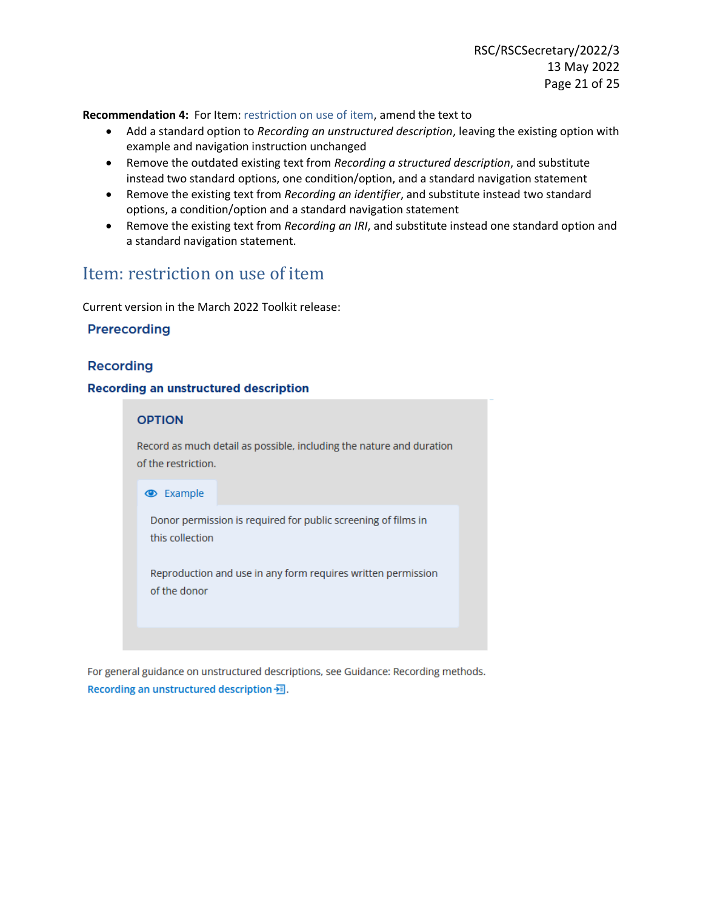**Recommendation 4:** For Item: restriction on use of item, amend the text to

- Add a standard option to *Recording an unstructured description*, leaving the existing option with example and navigation instruction unchanged
- Remove the outdated existing text from *Recording a structured description*, and substitute instead two standard options, one condition/option, and a standard navigation statement
- Remove the existing text from *Recording an identifier*, and substitute instead two standard options, a condition/option and a standard navigation statement
- Remove the existing text from *Recording an IRI*, and substitute instead one standard option and a standard navigation statement.

## Item: restriction on use of item

Current version in the March 2022 Toolkit release:

### Prerecording

### Recording

#### Recording an unstructured description

**OPTION**

Record as much detail as possible, including the nature and duration of the restriction.

Example

Donor permission is required for public screening of films in this collection

Reproduction and use in any form requires written permission of the donor

For general guidance on unstructured descriptions, see Guidance: Recording methods. Recording an unstructured description.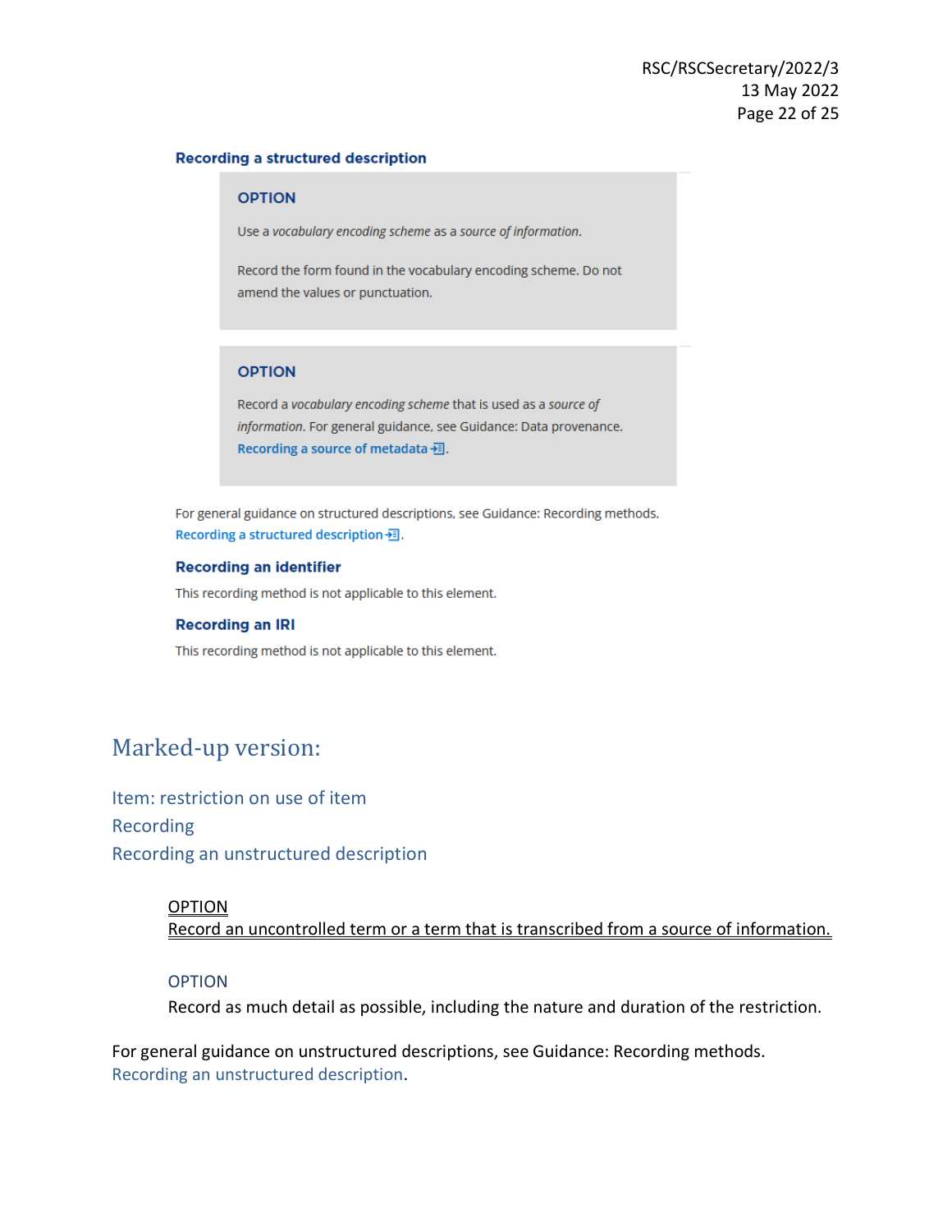**Recording a structured description**

> **OPTION**
>
> Use a *vocabulary encoding scheme* as a *source of information*.
>
> Record the form found in the vocabulary encoding scheme. Do not amend the values or punctuation.

> **OPTION**
>
> Record a *vocabulary encoding scheme* that is used as a *source of information*. For general guidance, see Guidance: Data provenance. Recording a source of metadata.

For general guidance on structured descriptions, see Guidance: Recording methods. Recording a structured description.

**Recording an identifier**

This recording method is not applicable to this element.

**Recording an IRI**

This recording method is not applicable to this element.

# Marked-up version:

## Item: restriction on use of item

### Recording

### Recording an unstructured description

> <u>OPTION</u>
>
> <u>Record an uncontrolled term or a term that is transcribed from a source of information.</u>

> OPTION
>
> Record as much detail as possible, including the nature and duration of the restriction.

For general guidance on unstructured descriptions, see Guidance: Recording methods. Recording an unstructured description.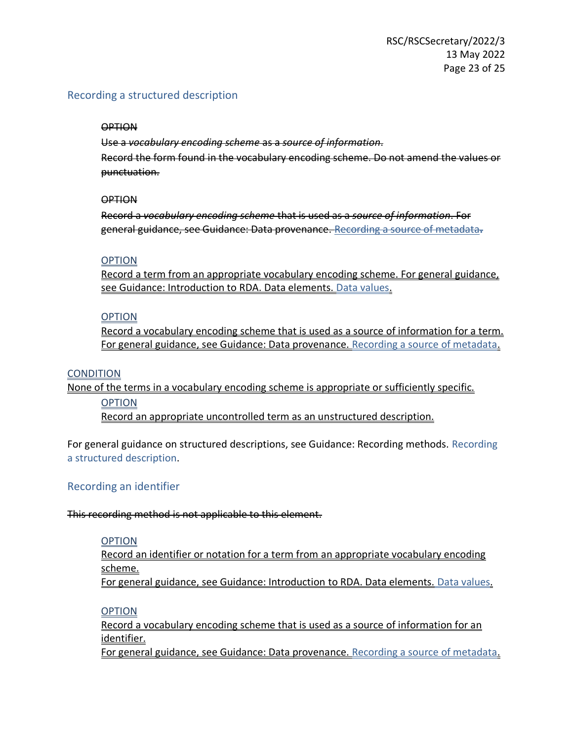## Recording a structured description

~~OPTION~~

~~Use a *vocabulary encoding scheme* as a *source of information*.~~

~~Record the form found in the vocabulary encoding scheme. Do not amend the values or punctuation.~~

~~OPTION~~

~~Record a *vocabulary encoding scheme* that is used as a *source of information*. For general guidance, see Guidance: Data provenance. Recording a source of metadata.~~

OPTION

Record a term from an appropriate vocabulary encoding scheme. For general guidance, see Guidance: Introduction to RDA. Data elements. Data values.

OPTION

Record a vocabulary encoding scheme that is used as a source of information for a term. For general guidance, see Guidance: Data provenance. Recording a source of metadata.

CONDITION

None of the terms in a vocabulary encoding scheme is appropriate or sufficiently specific.

OPTION

Record an appropriate uncontrolled term as an unstructured description.

For general guidance on structured descriptions, see Guidance: Recording methods. Recording a structured description.

## Recording an identifier

~~This recording method is not applicable to this element.~~

OPTION

Record an identifier or notation for a term from an appropriate vocabulary encoding scheme.

For general guidance, see Guidance: Introduction to RDA. Data elements. Data values.

OPTION

Record a vocabulary encoding scheme that is used as a source of information for an identifier.

For general guidance, see Guidance: Data provenance. Recording a source of metadata.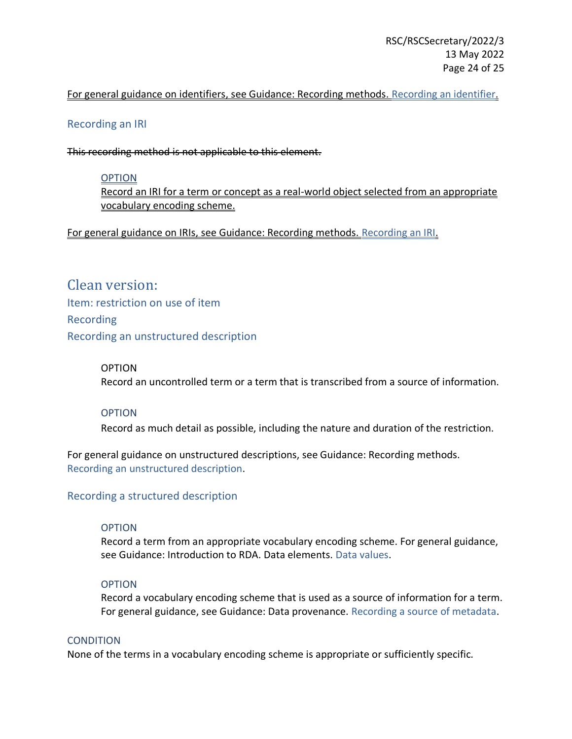<ins>For general guidance on identifiers, see Guidance: Recording methods. Recording an identifier.</ins>

### Recording an IRI

~~This recording method is not applicable to this element.~~

> <ins>OPTION</ins>
> <ins>Record an IRI for a term or concept as a real-world object selected from an appropriate vocabulary encoding scheme.</ins>

<ins>For general guidance on IRIs, see Guidance: Recording methods. Recording an IRI.</ins>

## Clean version:

### Item: restriction on use of item

### Recording

### Recording an unstructured description

> OPTION
> Record an uncontrolled term or a term that is transcribed from a source of information.
>
> OPTION
> Record as much detail as possible, including the nature and duration of the restriction.

For general guidance on unstructured descriptions, see Guidance: Recording methods. Recording an unstructured description.

### Recording a structured description

> OPTION
> Record a term from an appropriate vocabulary encoding scheme. For general guidance, see Guidance: Introduction to RDA. Data elements. Data values.
>
> OPTION
> Record a vocabulary encoding scheme that is used as a source of information for a term. For general guidance, see Guidance: Data provenance. Recording a source of metadata.

CONDITION
None of the terms in a vocabulary encoding scheme is appropriate or sufficiently specific.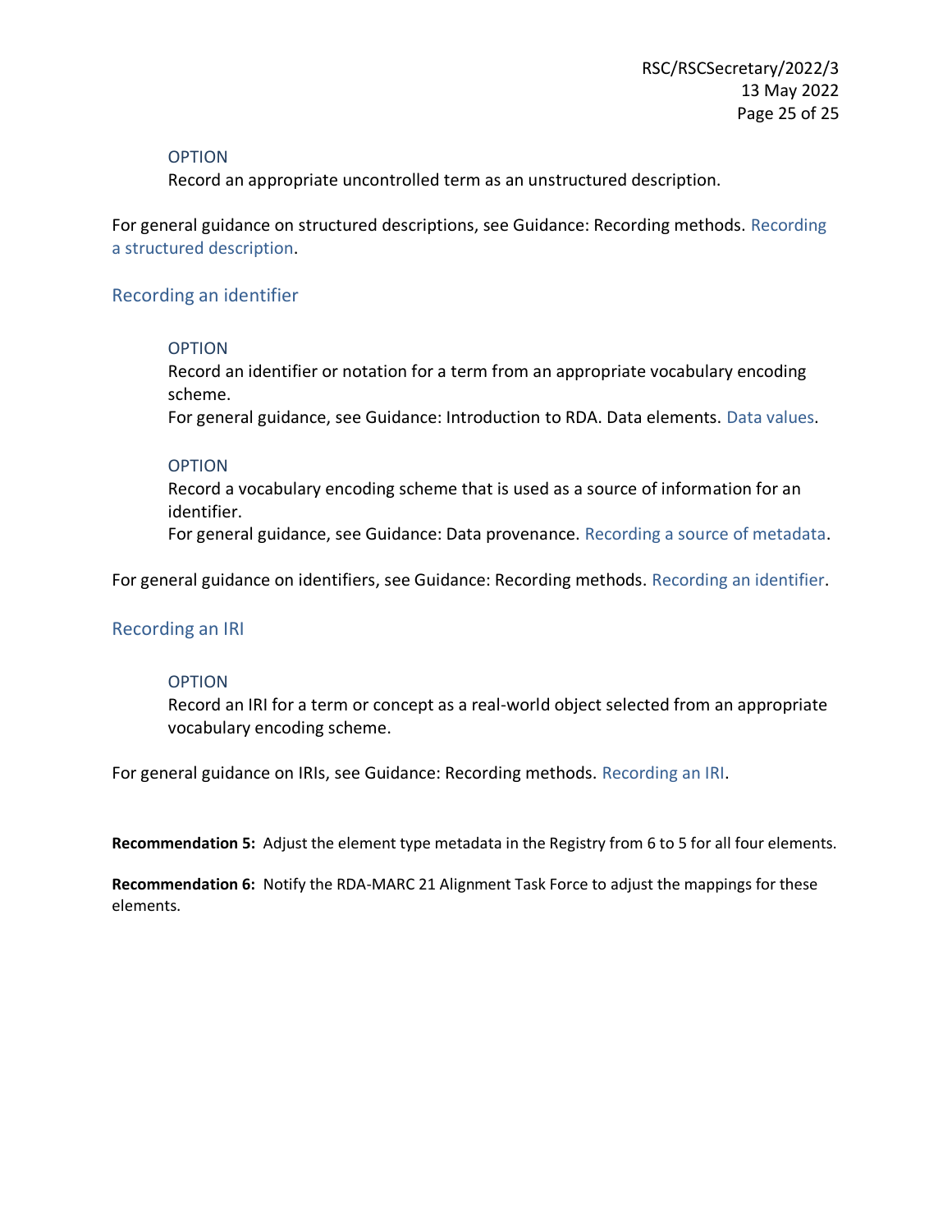OPTION

Record an appropriate uncontrolled term as an unstructured description.

For general guidance on structured descriptions, see Guidance: Recording methods. Recording a structured description.

### Recording an identifier

OPTION

Record an identifier or notation for a term from an appropriate vocabulary encoding scheme.

For general guidance, see Guidance: Introduction to RDA. Data elements. Data values.

OPTION

Record a vocabulary encoding scheme that is used as a source of information for an identifier.

For general guidance, see Guidance: Data provenance. Recording a source of metadata.

For general guidance on identifiers, see Guidance: Recording methods. Recording an identifier.

### Recording an IRI

OPTION

Record an IRI for a term or concept as a real-world object selected from an appropriate vocabulary encoding scheme.

For general guidance on IRIs, see Guidance: Recording methods. Recording an IRI.

**Recommendation 5:** Adjust the element type metadata in the Registry from 6 to 5 for all four elements.

**Recommendation 6:** Notify the RDA-MARC 21 Alignment Task Force to adjust the mappings for these elements.